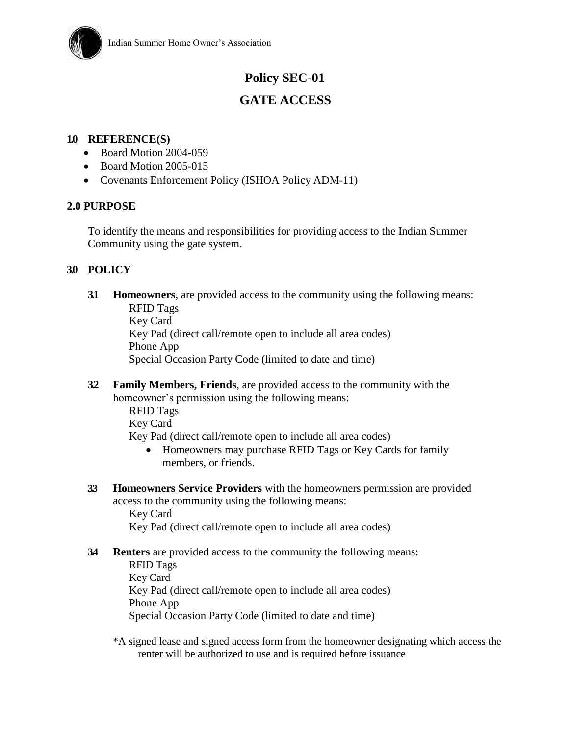Indian Summer Home Owner's Association

# Policy SEC-01

# GATE ACCESS

## 1.0 REFERENCE(S)

- Board Motion 2004-059
- Board Motion 2005-015
- Covenants Enforcement Policy (ISHOA Policy ADM-11)

## 2.0 PURPOSE

To identify the means and responsibilities for providing access to the Indian Summer Community using the gate system.

## 3.0 POLICY

**3.1 Homeowners**, are provided access to the community using the following means:

RFID Tags
Key Card
Key Pad (direct call/remote open to include all area codes)
Phone App
Special Occasion Party Code (limited to date and time)

**3.2 Family Members, Friends**, are provided access to the community with the homeowner's permission using the following means:

RFID Tags
Key Card
Key Pad (direct call/remote open to include all area codes)

- Homeowners may purchase RFID Tags or Key Cards for family members, or friends.

**3.3 Homeowners Service Providers** with the homeowners permission are provided access to the community using the following means:

Key Card
Key Pad (direct call/remote open to include all area codes)

**3.4 Renters** are provided access to the community the following means:

RFID Tags
Key Card
Key Pad (direct call/remote open to include all area codes)
Phone App
Special Occasion Party Code (limited to date and time)

*A signed lease and signed access form from the homeowner designating which access the renter will be authorized to use and is required before issuance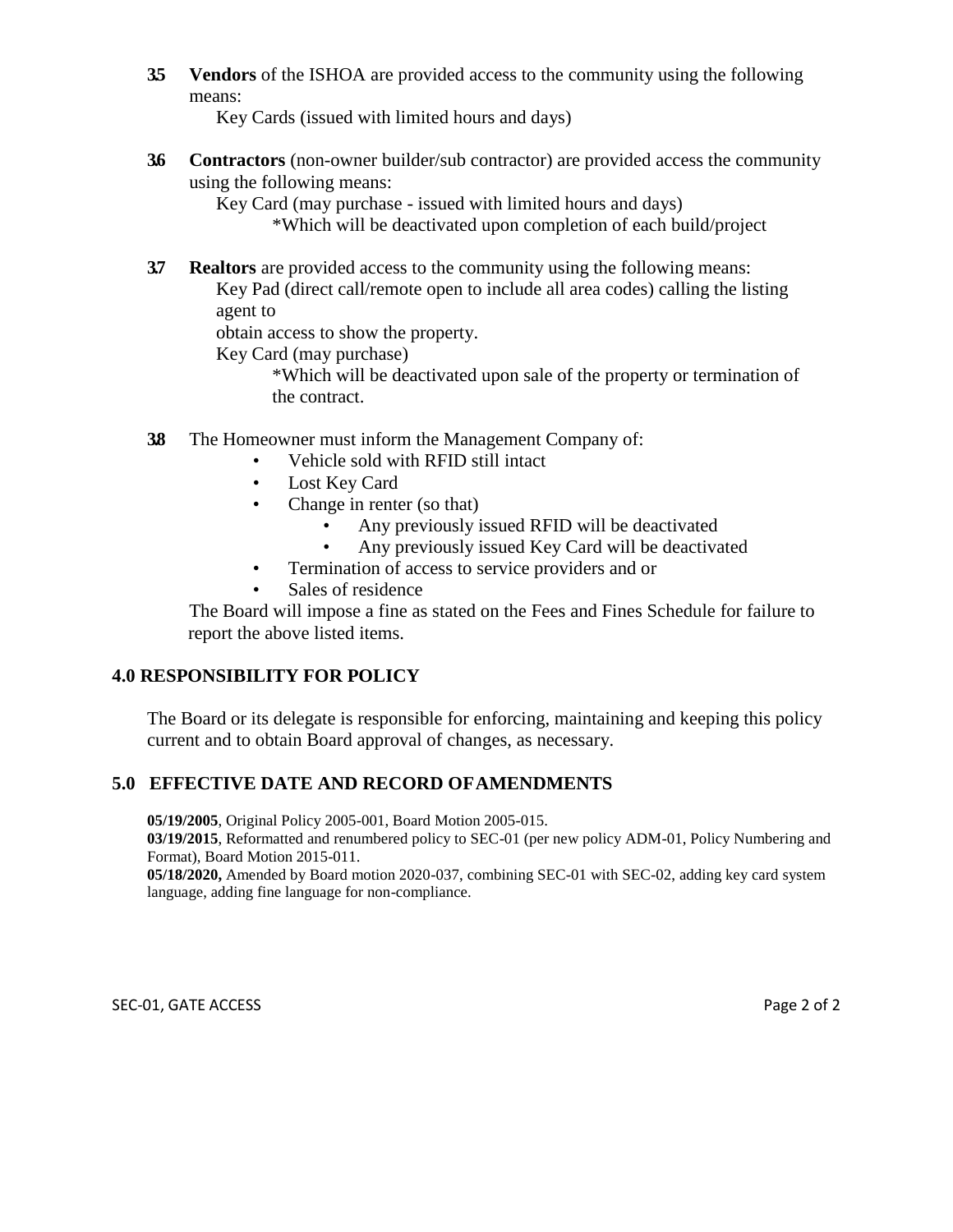**3.5** **Vendors** of the ISHOA are provided access to the community using the following means:

Key Cards (issued with limited hours and days)

**3.6** **Contractors** (non-owner builder/sub contractor) are provided access the community using the following means:

Key Card (may purchase - issued with limited hours and days)

*Which will be deactivated upon completion of each build/project

**3.7** **Realtors** are provided access to the community using the following means:

Key Pad (direct call/remote open to include all area codes) calling the listing agent to
obtain access to show the property.

Key Card (may purchase)

*Which will be deactivated upon sale of the property or termination of the contract.

**3.8** The Homeowner must inform the Management Company of:

- Vehicle sold with RFID still intact
- Lost Key Card
- Change in renter (so that)
  - Any previously issued RFID will be deactivated
  - Any previously issued Key Card will be deactivated
- Termination of access to service providers and or
- Sales of residence

The Board will impose a fine as stated on the Fees and Fines Schedule for failure to report the above listed items.

## 4.0 RESPONSIBILITY FOR POLICY

The Board or its delegate is responsible for enforcing, maintaining and keeping this policy current and to obtain Board approval of changes, as necessary.

## 5.0 EFFECTIVE DATE AND RECORD OF AMENDMENTS

**05/19/2005**, Original Policy 2005-001, Board Motion 2005-015.
**03/19/2015**, Reformatted and renumbered policy to SEC-01 (per new policy ADM-01, Policy Numbering and Format), Board Motion 2015-011.
**05/18/2020,** Amended by Board motion 2020-037, combining SEC-01 with SEC-02, adding key card system language, adding fine language for non-compliance.